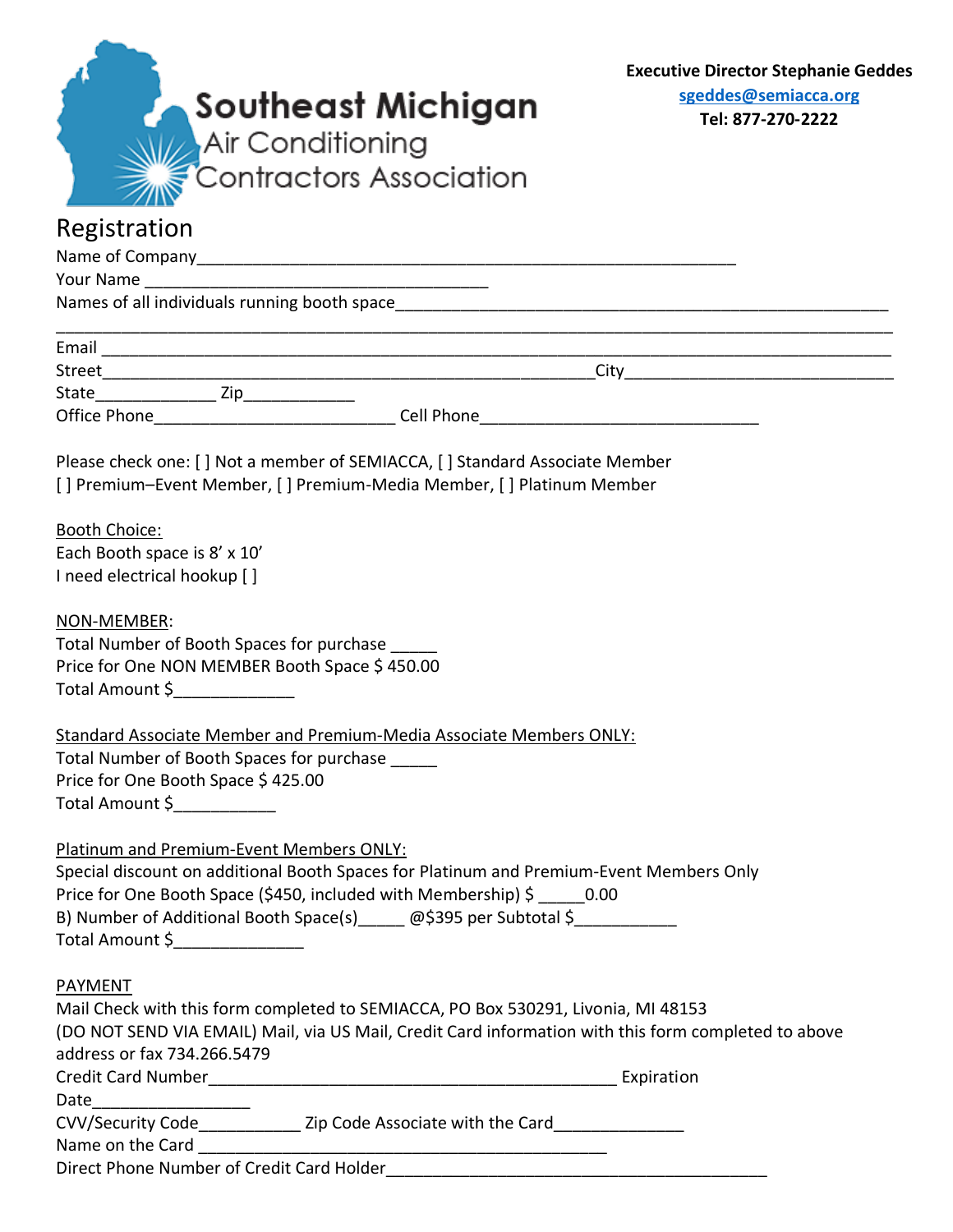**Executive Director Stephanie Geddes**
**sgeddes@semiacca.org**
**Tel: 877-270-2222**

# Southeast Michigan Air Conditioning Contractors Association

## Registration

Name of Company____________________________________________________________

Your Name ______________________________________

Names of all individuals running booth space_________________________________________________________

_____________________________________________________________________________________________

Email ________________________________________________________________________________

Street_______________________________________________________City____________________________

State_____________ Zip____________

Office Phone___________________________ Cell Phone_______________________________

Please check one: [ ] Not a member of SEMIACCA, [ ] Standard Associate Member
[ ] Premium–Event Member, [ ] Premium-Media Member, [ ] Platinum Member

Booth Choice:
Each Booth space is 8' x 10'
I need electrical hookup [ ]

NON-MEMBER:
Total Number of Booth Spaces for purchase _____
Price for One NON MEMBER Booth Space $ 450.00
Total Amount $_____________

Standard Associate Member and Premium-Media Associate Members ONLY:
Total Number of Booth Spaces for purchase _____
Price for One Booth Space $ 425.00
Total Amount $___________

Platinum and Premium-Event Members ONLY:
Special discount on additional Booth Spaces for Platinum and Premium-Event Members Only
Price for One Booth Space ($450, included with Membership) $ _____0.00
B) Number of Additional Booth Space(s)_____ @$395 per Subtotal $___________
Total Amount $______________

PAYMENT
Mail Check with this form completed to SEMIACCA, PO Box 530291, Livonia, MI 48153
(DO NOT SEND VIA EMAIL) Mail, via US Mail, Credit Card information with this form completed to above address or fax 734.266.5479

Credit Card Number_____________________________________________ Expiration Date_________________

CVV/Security Code___________ Zip Code Associate with the Card______________

Name on the Card ____________________________________________

Direct Phone Number of Credit Card Holder__________________________________________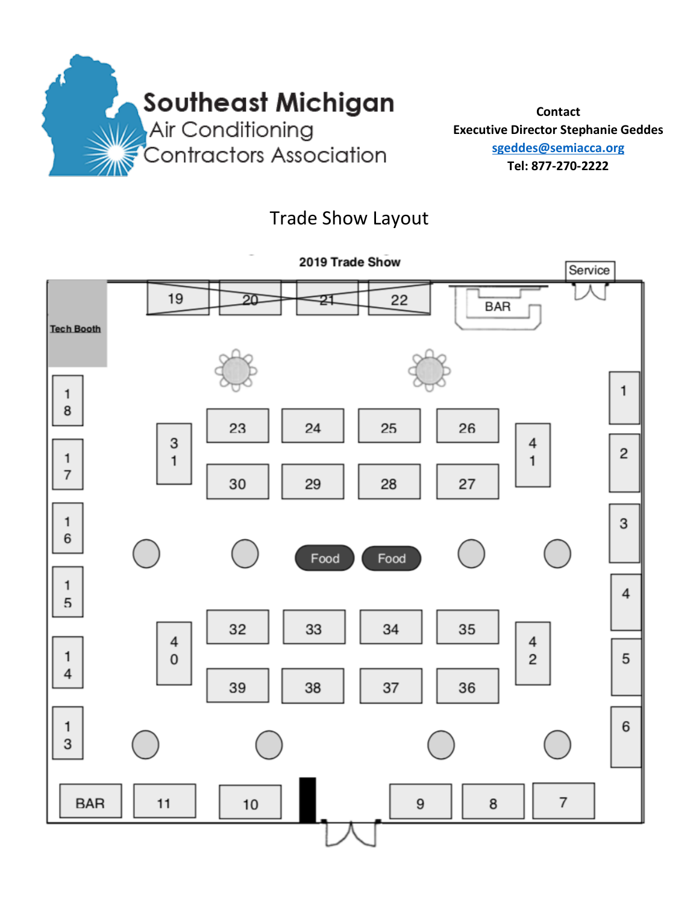**Southeast Michigan**
Air Conditioning
Contractors Association

**Contact**
**Executive Director Stephanie Geddes**
**[sgeddes@semiacca.org](mailto:sgeddes@semiacca.org)**
**Tel: 877-270-2222**

Trade Show Layout

**2019 Trade Show**

Service

Tech Booth

19
20
21
22
BAR

1
2
3
4
5
6

18
17
16
15
14
13

31
23
24
25
26
41
30
29
28
27

Food
Food

40
32
33
34
35
42
39
38
37
36

BAR
11
10
9
8
7